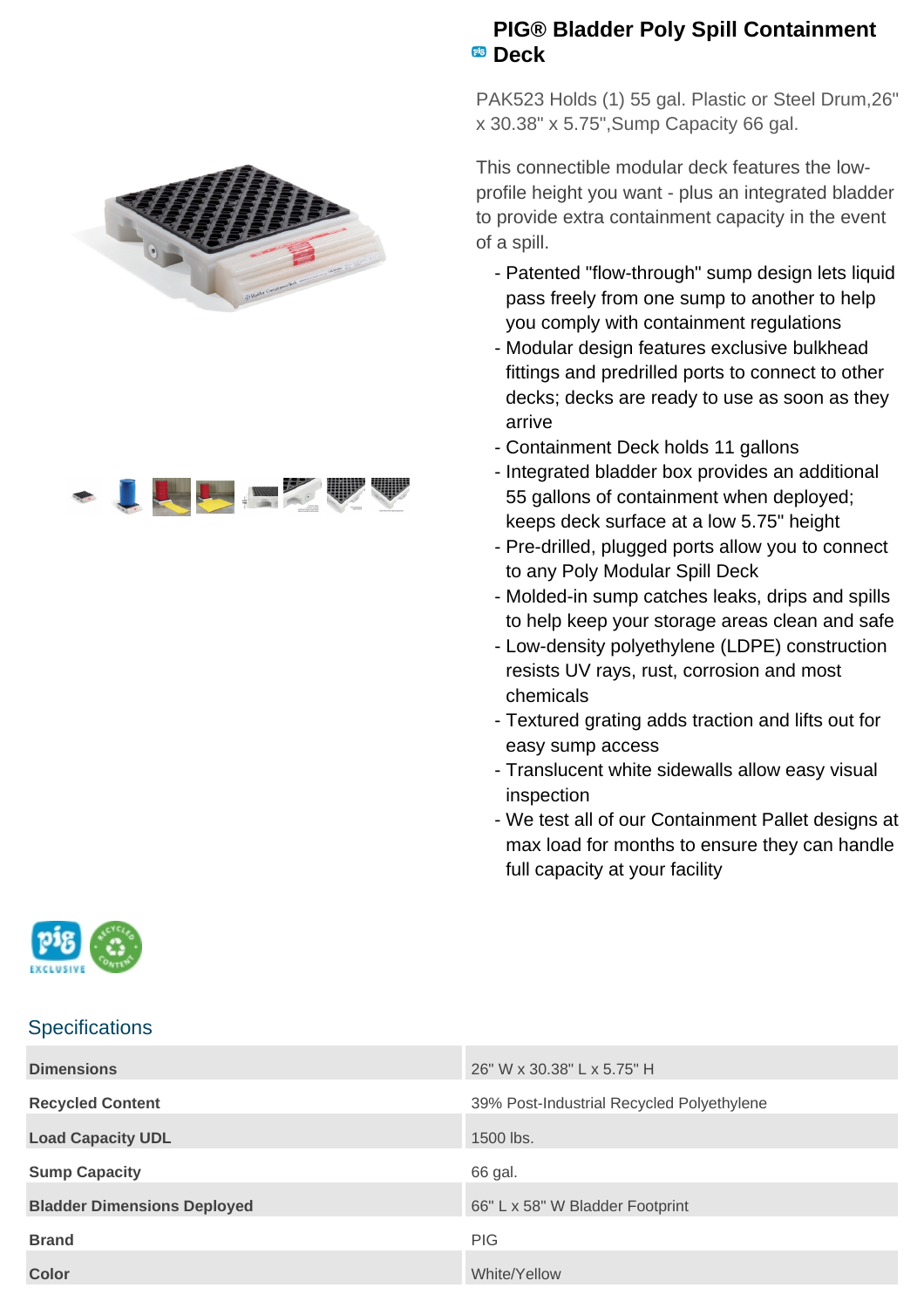# PIG® Bladder Poly Spill Containment Deck

PAK523 Holds (1) 55 gal. Plastic or Steel Drum,26" x 30.38" x 5.75",Sump Capacity 66 gal.

This connectible modular deck features the low-profile height you want - plus an integrated bladder to provide extra containment capacity in the event of a spill.

- Patented "flow-through" sump design lets liquid pass freely from one sump to another to help you comply with containment regulations
- Modular design features exclusive bulkhead fittings and predrilled ports to connect to other decks; decks are ready to use as soon as they arrive
- Containment Deck holds 11 gallons
- Integrated bladder box provides an additional 55 gallons of containment when deployed; keeps deck surface at a low 5.75" height
- Pre-drilled, plugged ports allow you to connect to any Poly Modular Spill Deck
- Molded-in sump catches leaks, drips and spills to help keep your storage areas clean and safe
- Low-density polyethylene (LDPE) construction resists UV rays, rust, corrosion and most chemicals
- Textured grating adds traction and lifts out for easy sump access
- Translucent white sidewalls allow easy visual inspection
- We test all of our Containment Pallet designs at max load for months to ensure they can handle full capacity at your facility

## Specifications

| | |
|---|---|
| **Dimensions** | 26" W x 30.38" L x 5.75" H |
| **Recycled Content** | 39% Post-Industrial Recycled Polyethylene |
| **Load Capacity UDL** | 1500 lbs. |
| **Sump Capacity** | 66 gal. |
| **Bladder Dimensions Deployed** | 66" L x 58" W Bladder Footprint |
| **Brand** | PIG |
| **Color** | White/Yellow |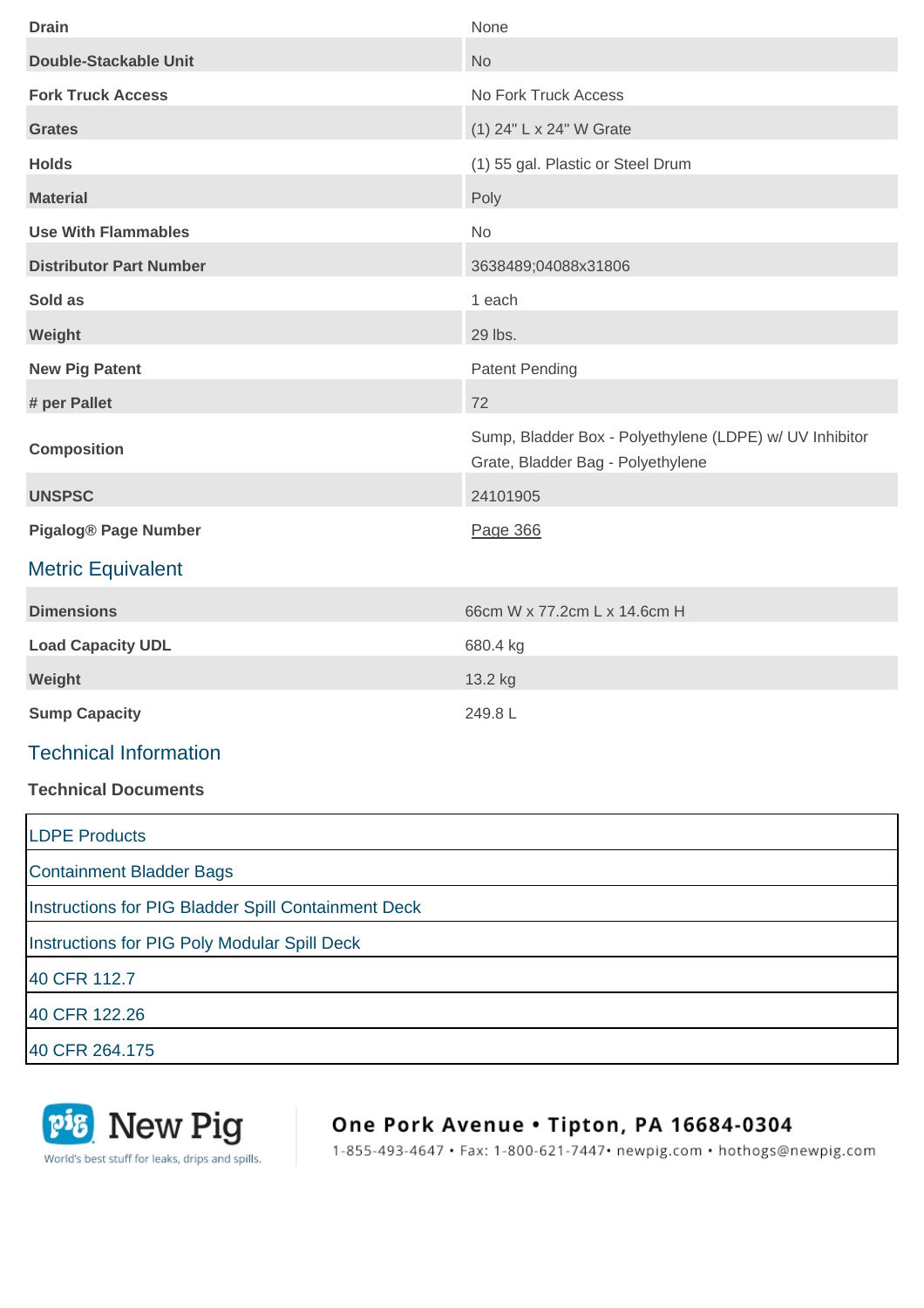| | |
|---|---|
| **Drain** | None |
| **Double-Stackable Unit** | No |
| **Fork Truck Access** | No Fork Truck Access |
| **Grates** | (1) 24" L x 24" W Grate |
| **Holds** | (1) 55 gal. Plastic or Steel Drum |
| **Material** | Poly |
| **Use With Flammables** | No |
| **Distributor Part Number** | 3638489;04088x31806 |
| **Sold as** | 1 each |
| **Weight** | 29 lbs. |
| **New Pig Patent** | Patent Pending |
| **# per Pallet** | 72 |
| **Composition** | Sump, Bladder Box - Polyethylene (LDPE) w/ UV Inhibitor<br>Grate, Bladder Bag - Polyethylene |
| **UNSPSC** | 24101905 |
| **Pigalog® Page Number** | Page 366 |

## Metric Equivalent

| | |
|---|---|
| **Dimensions** | 66cm W x 77.2cm L x 14.6cm H |
| **Load Capacity UDL** | 680.4 kg |
| **Weight** | 13.2 kg |
| **Sump Capacity** | 249.8 L |

## Technical Information

### Technical Documents

- LDPE Products
- Containment Bladder Bags
- Instructions for PIG Bladder Spill Containment Deck
- Instructions for PIG Poly Modular Spill Deck
- 40 CFR 112.7
- 40 CFR 122.26
- 40 CFR 264.175

New Pig — World's best stuff for leaks, drips and spills.

**One Pork Avenue • Tipton, PA 16684-0304**
1-855-493-4647 • Fax: 1-800-621-7447• newpig.com • hothogs@newpig.com